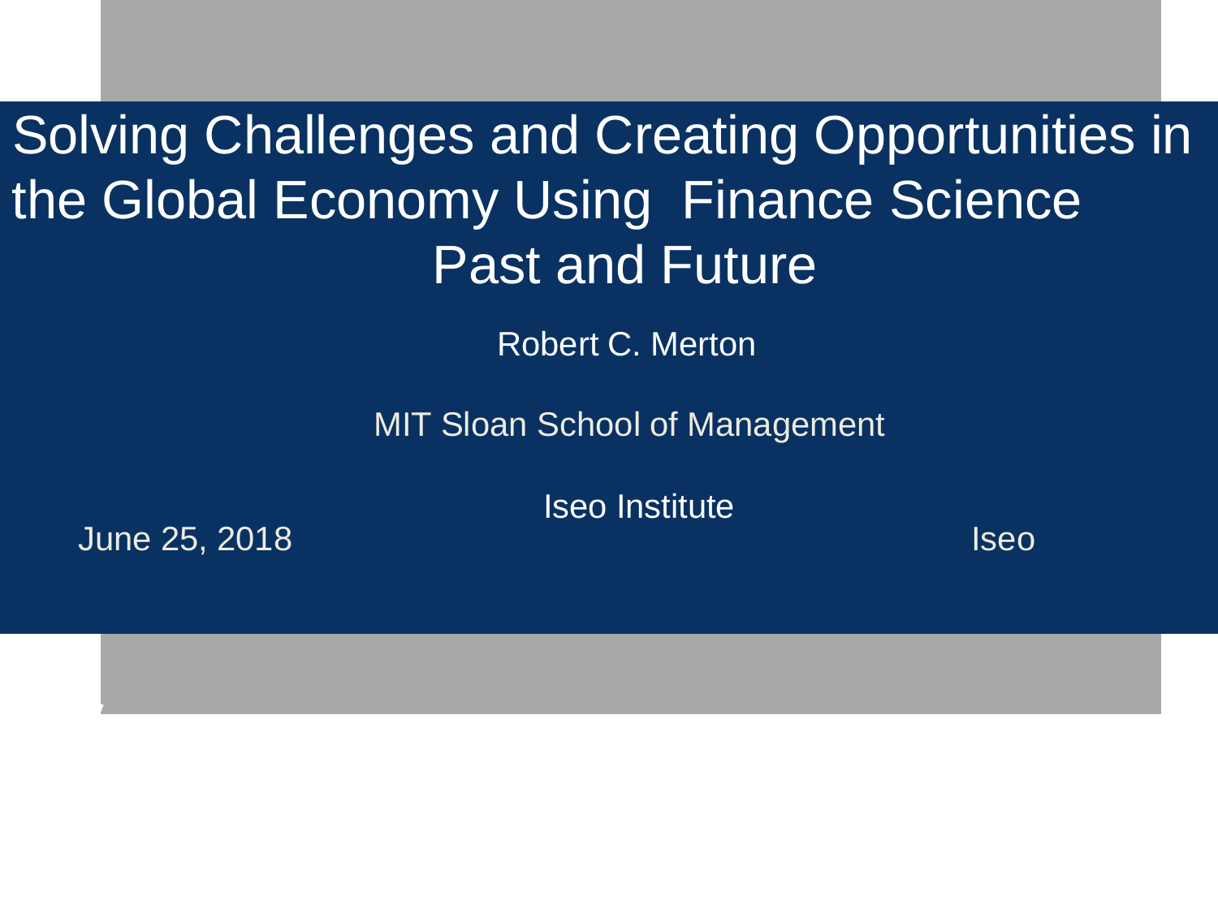# Solving Challenges and Creating Opportunities in the Global Economy Using Finance Science Past and Future

Robert C. Merton

MIT Sloan School of Management

Iseo Institute

June 25, 2018

Iseo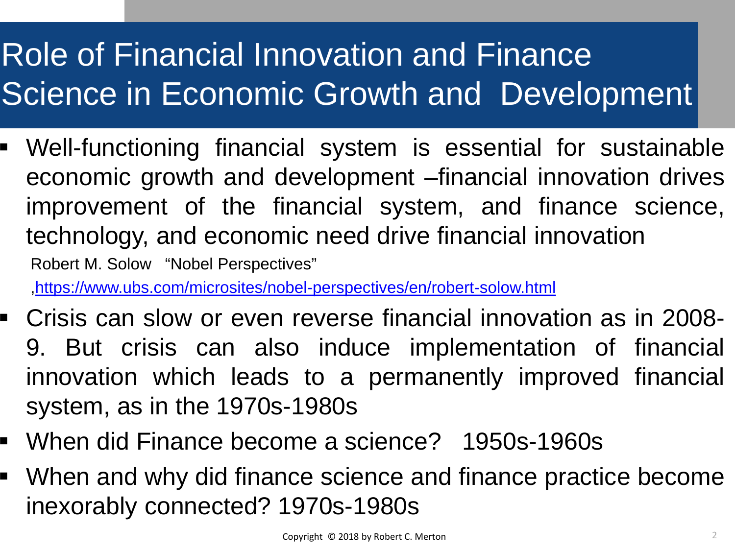# Role of Financial Innovation and Finance Science in Economic Growth and Development

- Well-functioning financial system is essential for sustainable economic growth and development –financial innovation drives improvement of the financial system, and finance science, technology, and economic need drive financial innovation

  Robert M. Solow "Nobel Perspectives"

  ,https://www.ubs.com/microsites/nobel-perspectives/en/robert-solow.html

- Crisis can slow or even reverse financial innovation as in 2008-9. But crisis can also induce implementation of financial innovation which leads to a permanently improved financial system, as in the 1970s-1980s
- When did Finance become a science? 1950s-1960s
- When and why did finance science and finance practice become inexorably connected? 1970s-1980s

Copyright © 2018 by Robert C. Merton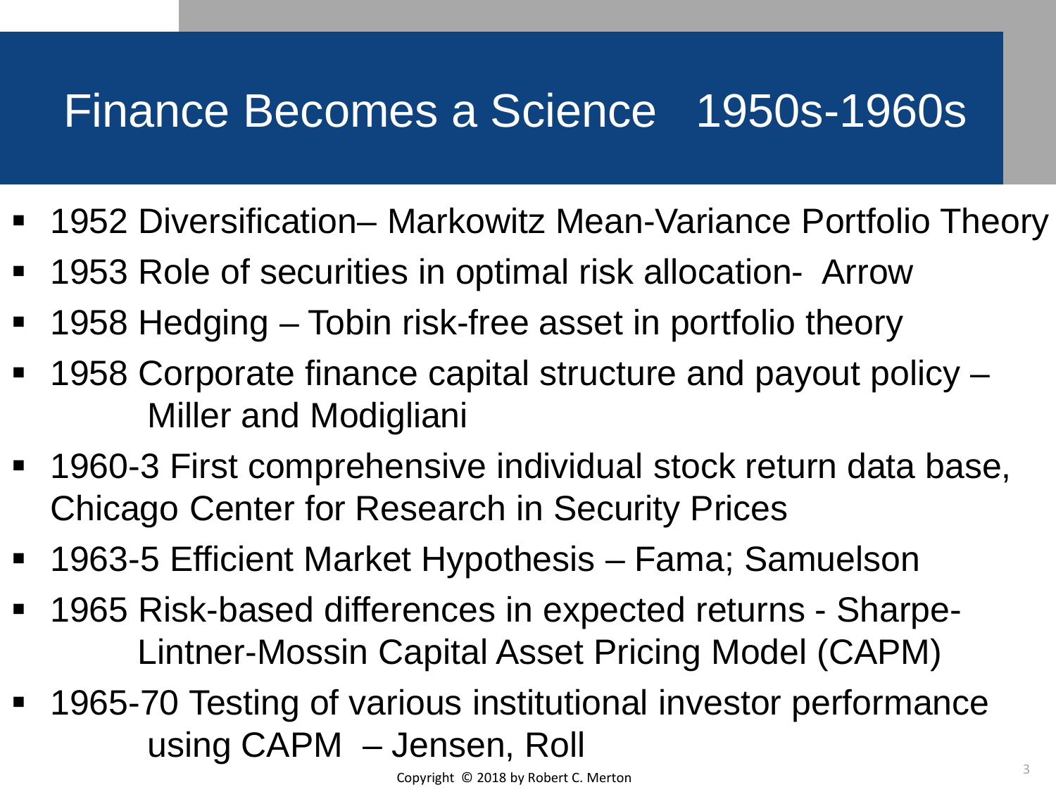# Finance Becomes a Science 1950s-1960s

- 1952 Diversification– Markowitz Mean-Variance Portfolio Theory
- 1953 Role of securities in optimal risk allocation- Arrow
- 1958 Hedging – Tobin risk-free asset in portfolio theory
- 1958 Corporate finance capital structure and payout policy – Miller and Modigliani
- 1960-3 First comprehensive individual stock return data base, Chicago Center for Research in Security Prices
- 1963-5 Efficient Market Hypothesis – Fama; Samuelson
- 1965 Risk-based differences in expected returns - Sharpe-Lintner-Mossin Capital Asset Pricing Model (CAPM)
- 1965-70 Testing of various institutional investor performance using CAPM – Jensen, Roll

Copyright © 2018 by Robert C. Merton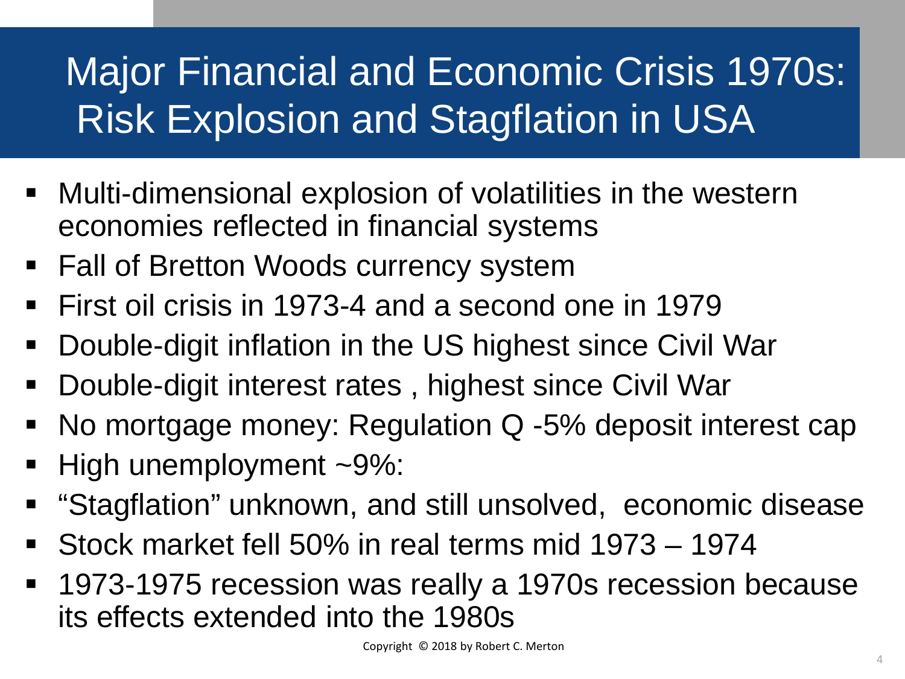# Major Financial and Economic Crisis 1970s: Risk Explosion and Stagflation in USA

- Multi-dimensional explosion of volatilities in the western economies reflected in financial systems
- Fall of Bretton Woods currency system
- First oil crisis in 1973-4 and a second one in 1979
- Double-digit inflation in the US highest since Civil War
- Double-digit interest rates , highest since Civil War
- No mortgage money: Regulation Q -5% deposit interest cap
- High unemployment ~9%:
- "Stagflation" unknown, and still unsolved, economic disease
- Stock market fell 50% in real terms mid 1973 – 1974
- 1973-1975 recession was really a 1970s recession because its effects extended into the 1980s

Copyright © 2018 by Robert C. Merton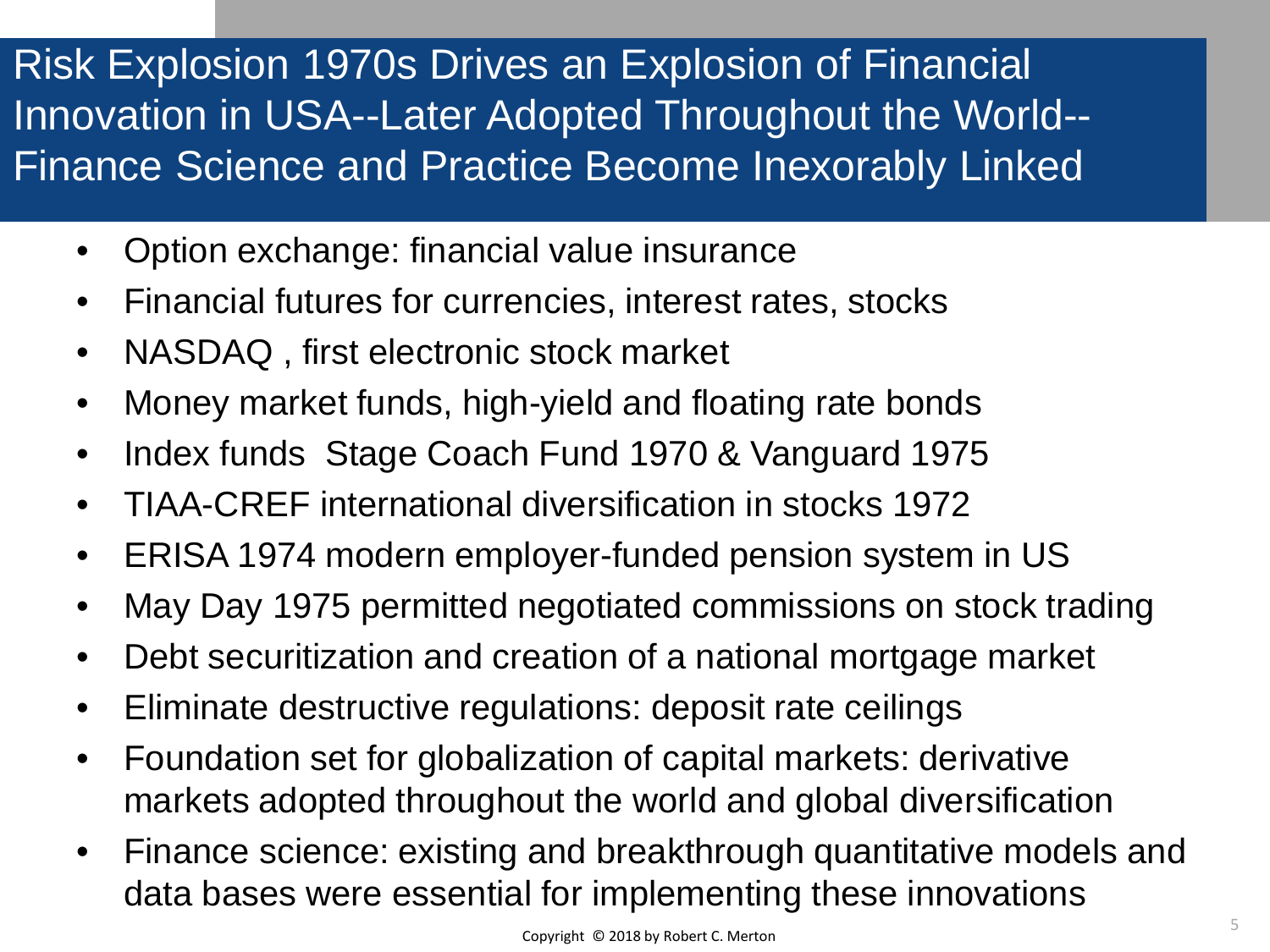# Risk Explosion 1970s Drives an Explosion of Financial Innovation in USA--Later Adopted Throughout the World--Finance Science and Practice Become Inexorably Linked

- Option exchange: financial value insurance
- Financial futures for currencies, interest rates, stocks
- NASDAQ , first electronic stock market
- Money market funds, high-yield and floating rate bonds
- Index funds  Stage Coach Fund 1970 & Vanguard 1975
- TIAA-CREF international diversification in stocks 1972
- ERISA 1974 modern employer-funded pension system in US
- May Day 1975 permitted negotiated commissions on stock trading
- Debt securitization and creation of a national mortgage market
- Eliminate destructive regulations: deposit rate ceilings
- Foundation set for globalization of capital markets: derivative markets adopted throughout the world and global diversification
- Finance science: existing and breakthrough quantitative models and data bases were essential for implementing these innovations

Copyright © 2018 by Robert C. Merton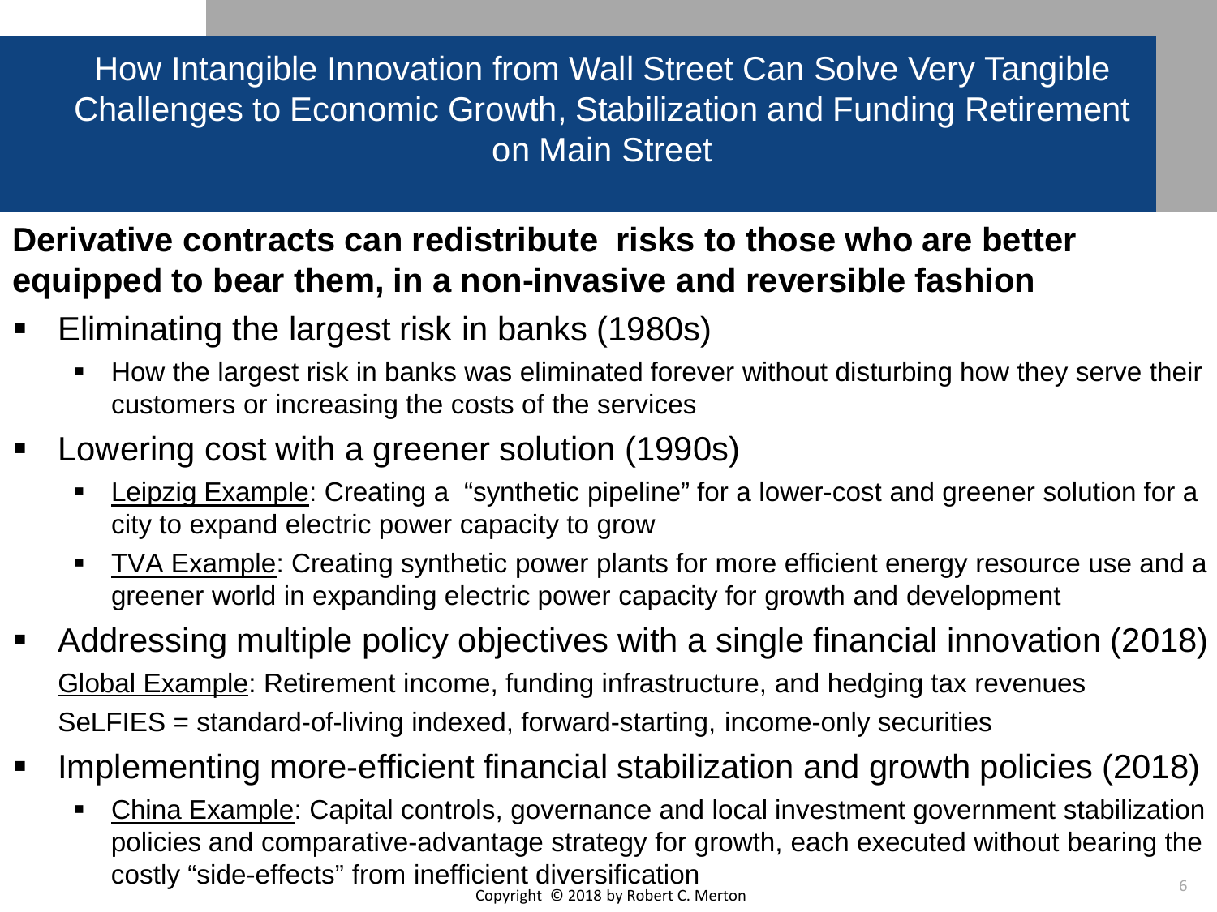# How Intangible Innovation from Wall Street Can Solve Very Tangible Challenges to Economic Growth, Stabilization and Funding Retirement on Main Street

**Derivative contracts can redistribute risks to those who are better equipped to bear them, in a non-invasive and reversible fashion**

- Eliminating the largest risk in banks (1980s)
  - How the largest risk in banks was eliminated forever without disturbing how they serve their customers or increasing the costs of the services
- Lowering cost with a greener solution (1990s)
  - Leipzig Example: Creating a "synthetic pipeline" for a lower-cost and greener solution for a city to expand electric power capacity to grow
  - TVA Example: Creating synthetic power plants for more efficient energy resource use and a greener world in expanding electric power capacity for growth and development
- Addressing multiple policy objectives with a single financial innovation (2018)

  Global Example: Retirement income, funding infrastructure, and hedging tax revenues

  SeLFIES = standard-of-living indexed, forward-starting, income-only securities
- Implementing more-efficient financial stabilization and growth policies (2018)
  - China Example: Capital controls, governance and local investment government stabilization policies and comparative-advantage strategy for growth, each executed without bearing the costly "side-effects" from inefficient diversification

Copyright © 2018 by Robert C. Merton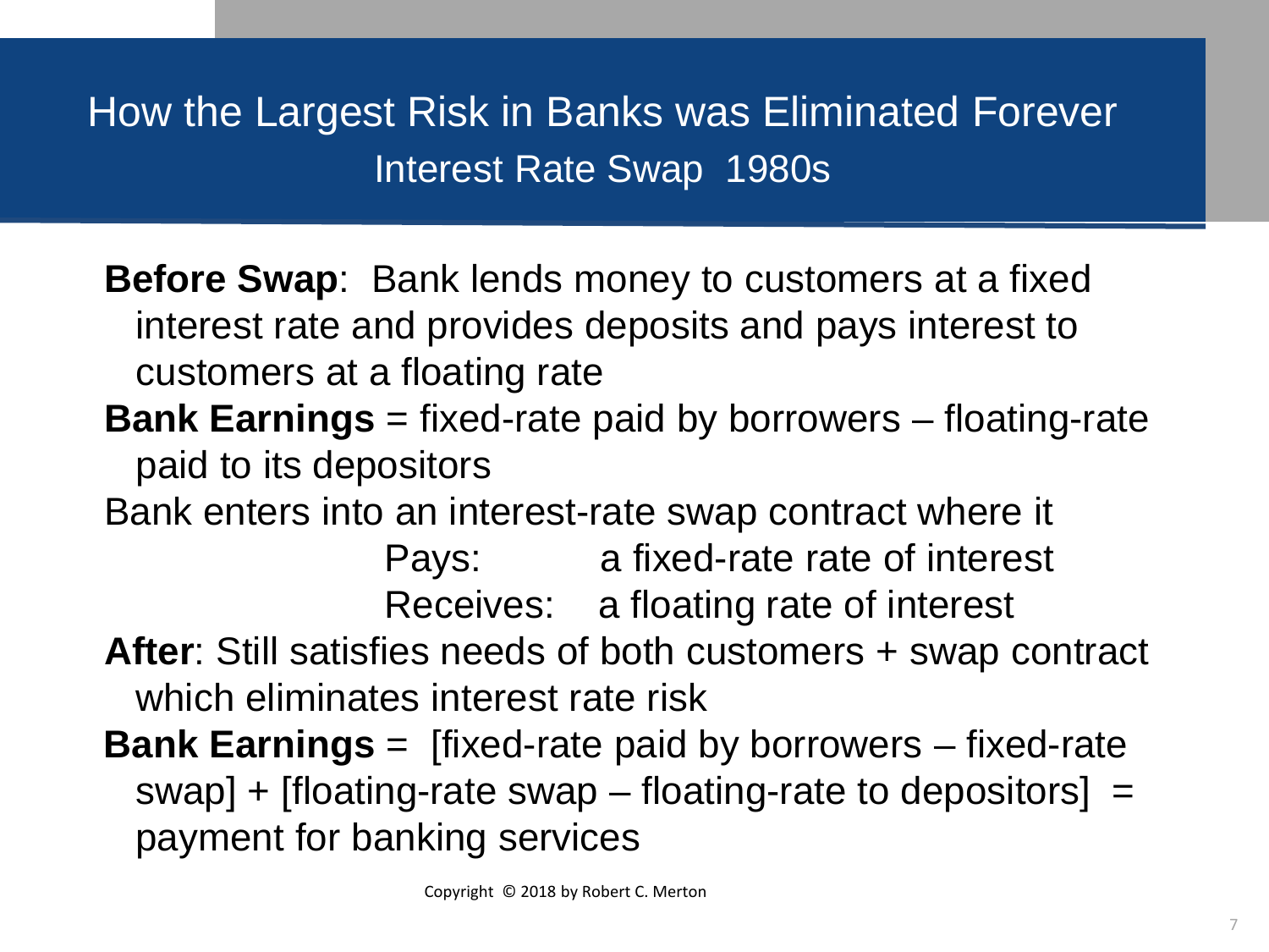# How the Largest Risk in Banks was Eliminated Forever

## Interest Rate Swap 1980s

**Before Swap**: Bank lends money to customers at a fixed interest rate and provides deposits and pays interest to customers at a floating rate

**Bank Earnings** = fixed-rate paid by borrowers – floating-rate paid to its depositors

Bank enters into an interest-rate swap contract where it

Pays: a fixed-rate rate of interest

Receives: a floating rate of interest

**After**: Still satisfies needs of both customers + swap contract which eliminates interest rate risk

**Bank Earnings** = [fixed-rate paid by borrowers – fixed-rate swap] + [floating-rate swap – floating-rate to depositors] = payment for banking services

Copyright © 2018 by Robert C. Merton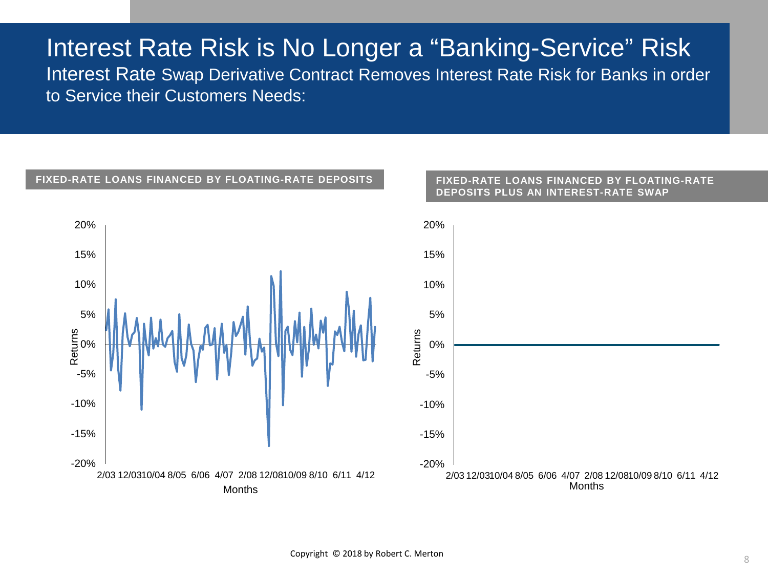# Interest Rate Risk is No Longer a "Banking-Service" Risk

Interest Rate Swap Derivative Contract Removes Interest Rate Risk for Banks in order to Service their Customers Needs:

**FIXED-RATE LOANS FINANCED BY FLOATING-RATE DEPOSITS**

20%
15%
10%
5%
0%
-5%
-10%
-15%
-20%
Returns

2/03 12/03 10/04 8/05 6/06 4/07 2/08 12/08 10/09 8/10 6/11 4/12
Months

**FIXED-RATE LOANS FINANCED BY FLOATING-RATE DEPOSITS PLUS AN INTEREST-RATE SWAP**

20%
15%
10%
5%
0%
-5%
-10%
-15%
-20%
Returns

2/03 12/03 10/04 8/05 6/06 4/07 2/08 12/08 10/09 8/10 6/11 4/12
Months

Copyright © 2018 by Robert C. Merton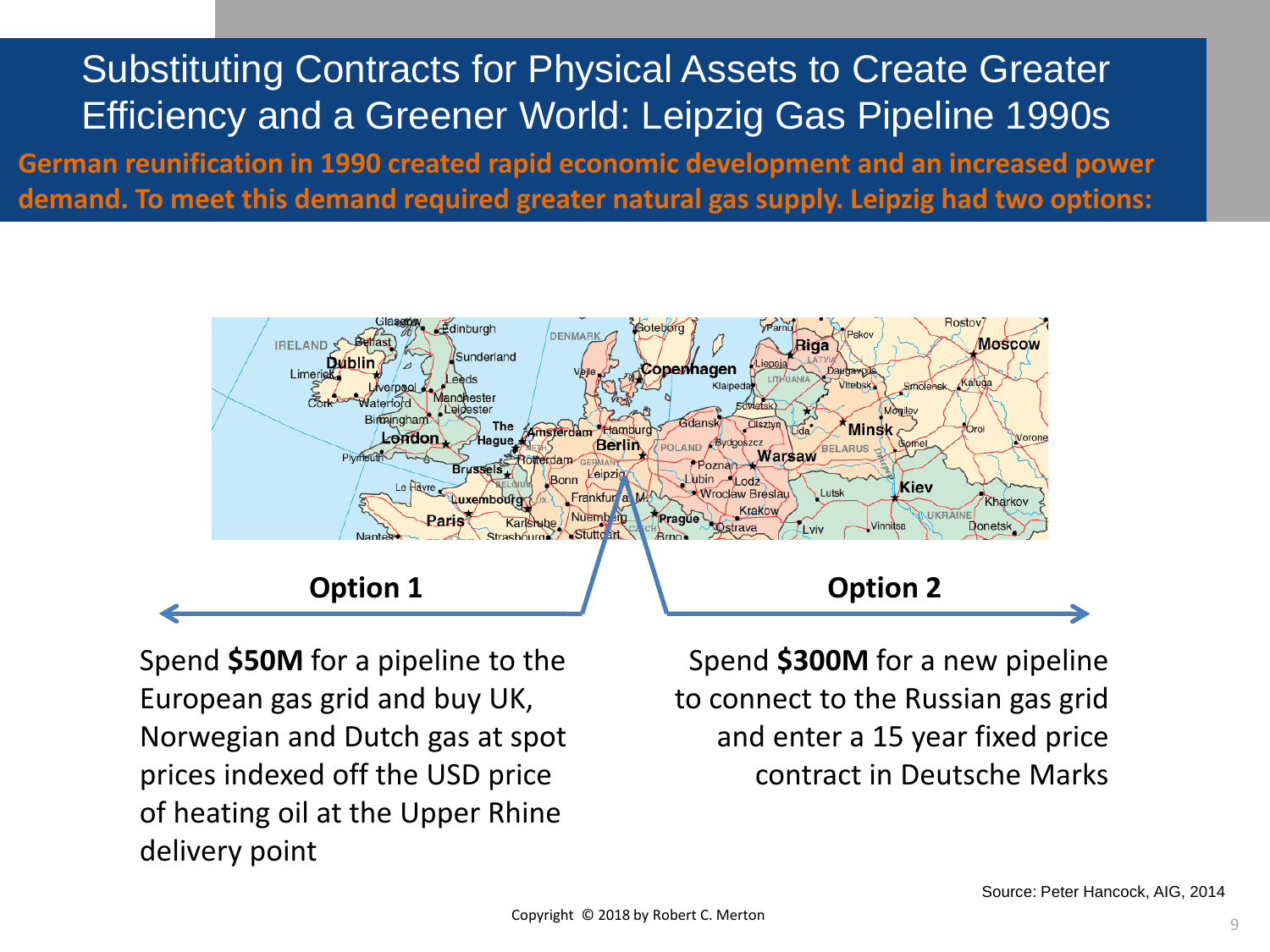# Substituting Contracts for Physical Assets to Create Greater Efficiency and a Greener World: Leipzig Gas Pipeline 1990s

**German reunification in 1990 created rapid economic development and an increased power demand. To meet this demand required greater natural gas supply. Leipzig had two options:**

**Option 1**

Spend **$50M** for a pipeline to the European gas grid and buy UK, Norwegian and Dutch gas at spot prices indexed off the USD price of heating oil at the Upper Rhine delivery point

**Option 2**

Spend **$300M** for a new pipeline to connect to the Russian gas grid and enter a 15 year fixed price contract in Deutsche Marks

Source: Peter Hancock, AIG, 2014

Copyright © 2018 by Robert C. Merton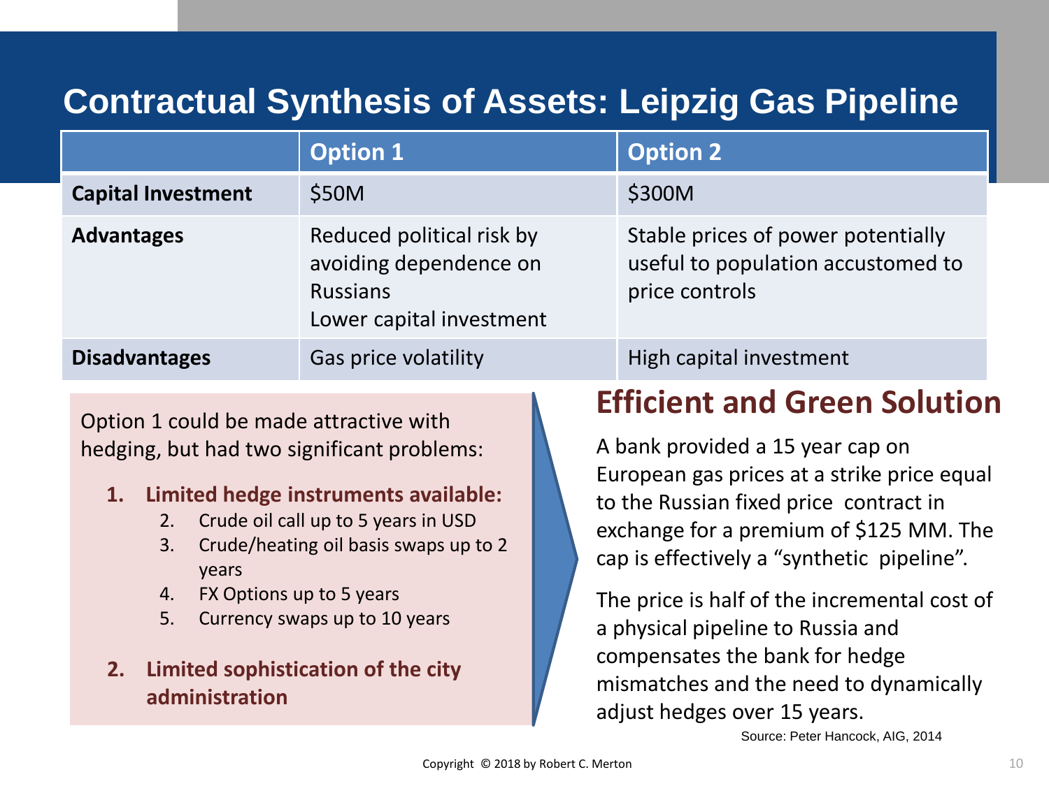# Contractual Synthesis of Assets: Leipzig Gas Pipeline

| | Option 1 | Option 2 |
|---|---|---|
| **Capital Investment** | $50M | $300M |
| **Advantages** | Reduced political risk by avoiding dependence on Russians<br>Lower capital investment | Stable prices of power potentially useful to population accustomed to price controls |
| **Disadvantages** | Gas price volatility | High capital investment |

Option 1 could be made attractive with hedging, but had two significant problems:

1. **Limited hedge instruments available:**
    2. Crude oil call up to 5 years in USD
    3. Crude/heating oil basis swaps up to 2 years
    4. FX Options up to 5 years
    5. Currency swaps up to 10 years

2. **Limited sophistication of the city administration**

## Efficient and Green Solution

A bank provided a 15 year cap on European gas prices at a strike price equal to the Russian fixed price contract in exchange for a premium of $125 MM. The cap is effectively a "synthetic pipeline".

The price is half of the incremental cost of a physical pipeline to Russia and compensates the bank for hedge mismatches and the need to dynamically adjust hedges over 15 years.

Source: Peter Hancock, AIG, 2014

Copyright © 2018 by Robert C. Merton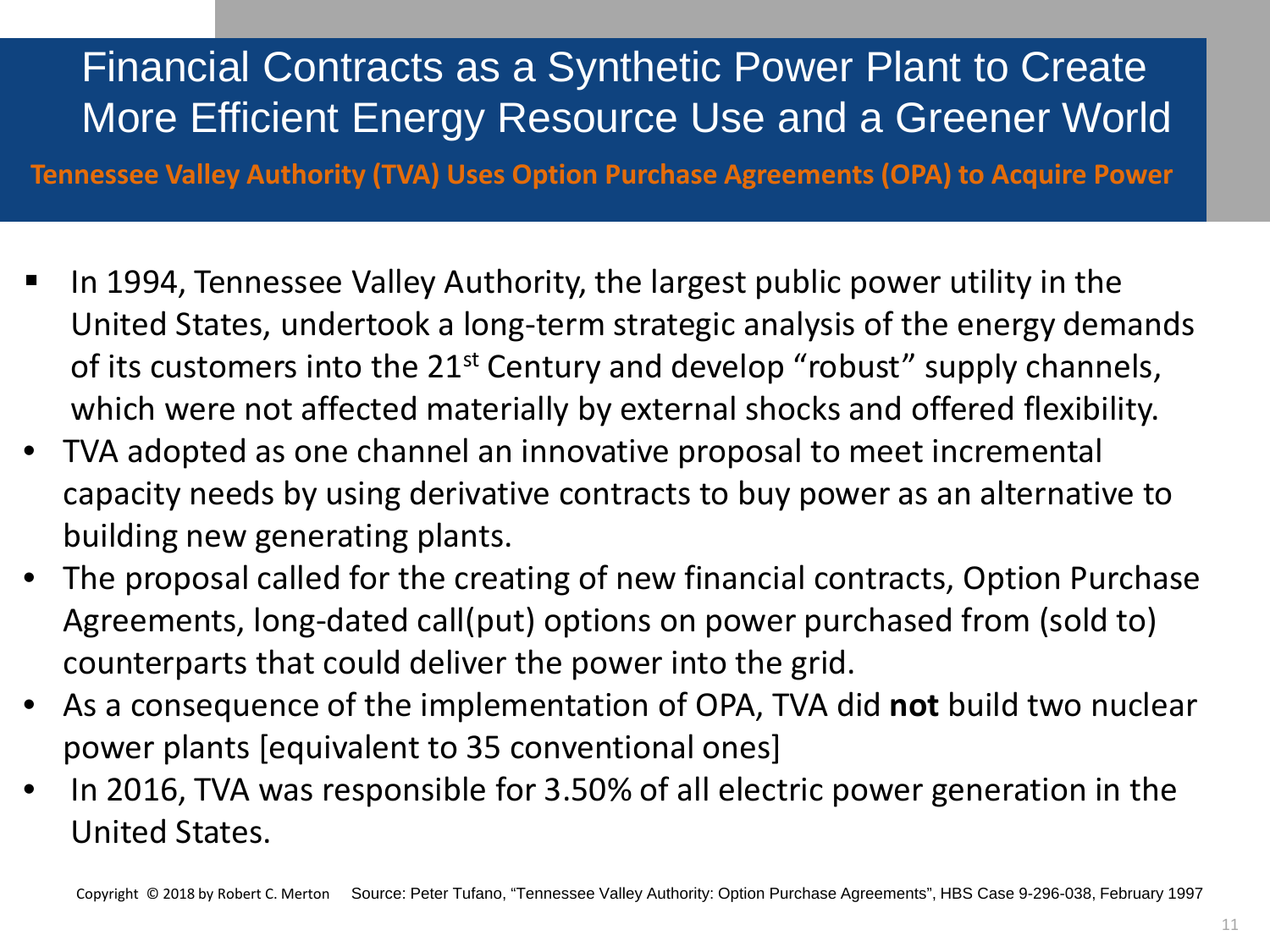# Financial Contracts as a Synthetic Power Plant to Create More Efficient Energy Resource Use and a Greener World

## Tennessee Valley Authority (TVA) Uses Option Purchase Agreements (OPA) to Acquire Power

- In 1994, Tennessee Valley Authority, the largest public power utility in the United States, undertook a long-term strategic analysis of the energy demands of its customers into the 21st Century and develop "robust" supply channels, which were not affected materially by external shocks and offered flexibility.
- TVA adopted as one channel an innovative proposal to meet incremental capacity needs by using derivative contracts to buy power as an alternative to building new generating plants.
- The proposal called for the creating of new financial contracts, Option Purchase Agreements, long-dated call(put) options on power purchased from (sold to) counterparts that could deliver the power into the grid.
- As a consequence of the implementation of OPA, TVA did **not** build two nuclear power plants [equivalent to 35 conventional ones]
- In 2016, TVA was responsible for 3.50% of all electric power generation in the United States.

Copyright © 2018 by Robert C. Merton Source: Peter Tufano, "Tennessee Valley Authority: Option Purchase Agreements", HBS Case 9-296-038, February 1997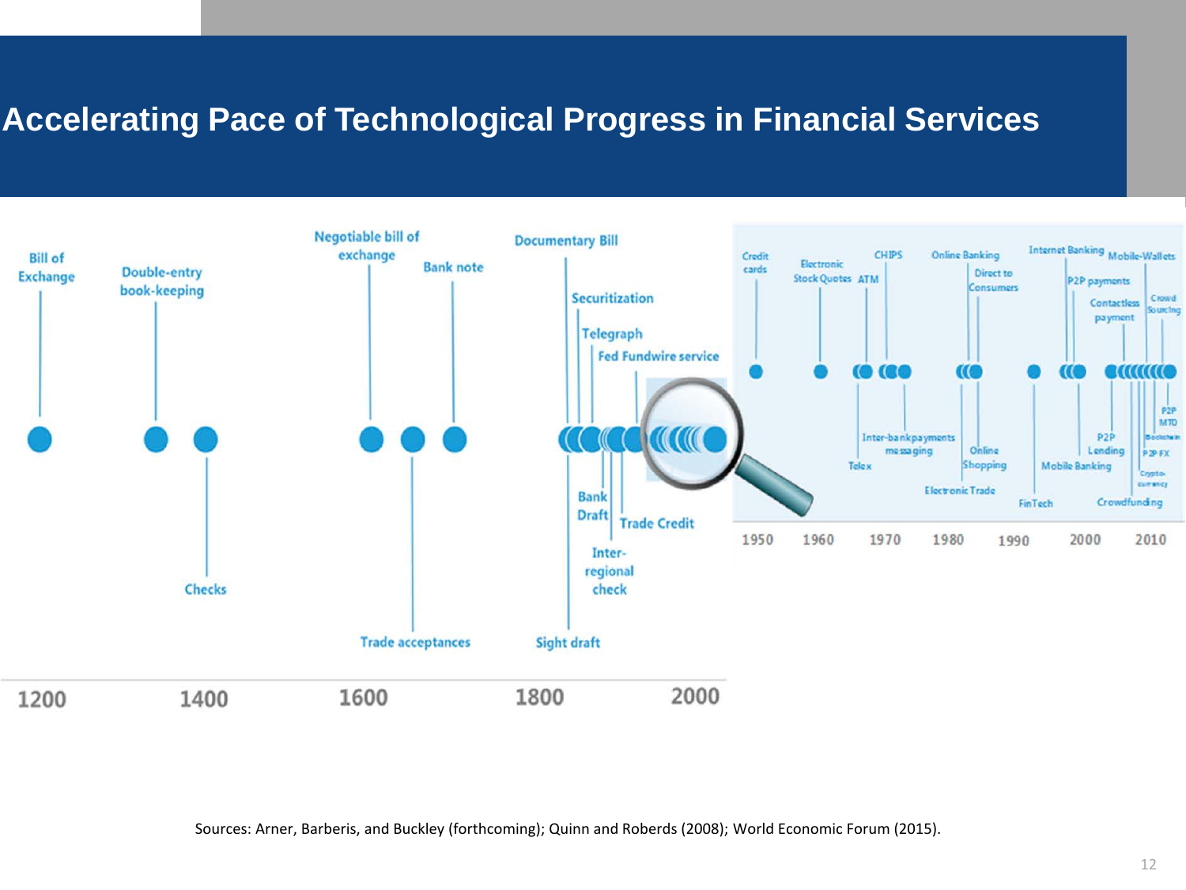# Accelerating Pace of Technological Progress in Financial Services

Bill of Exchange

Double-entry book-keeping

Checks

Negotiable bill of exchange

Bank note

Trade acceptances

Documentary Bill

Securitization

Telegraph

Fed Fundwire service

Bank Draft

Trade Credit

Inter-regional check

Sight draft

1200 1400 1600 1800 2000

Credit cards

Electronic Stock Quotes

ATM

CHIPS

Online Banking

Direct to Consumers

Internet Banking

Mobile-Wallets

P2P payments

Contactless payment

Crowd Sourcing

Telex

Inter-bank payments messaging

Online Shopping

Electronic Trade

FinTech

Mobile Banking

P2P Lending

Crowdfunding

P2P MTO

Blockchain

P2P FX

Crypto-currency

1950 1960 1970 1980 1990 2000 2010

Sources: Arner, Barberis, and Buckley (forthcoming); Quinn and Roberds (2008); World Economic Forum (2015).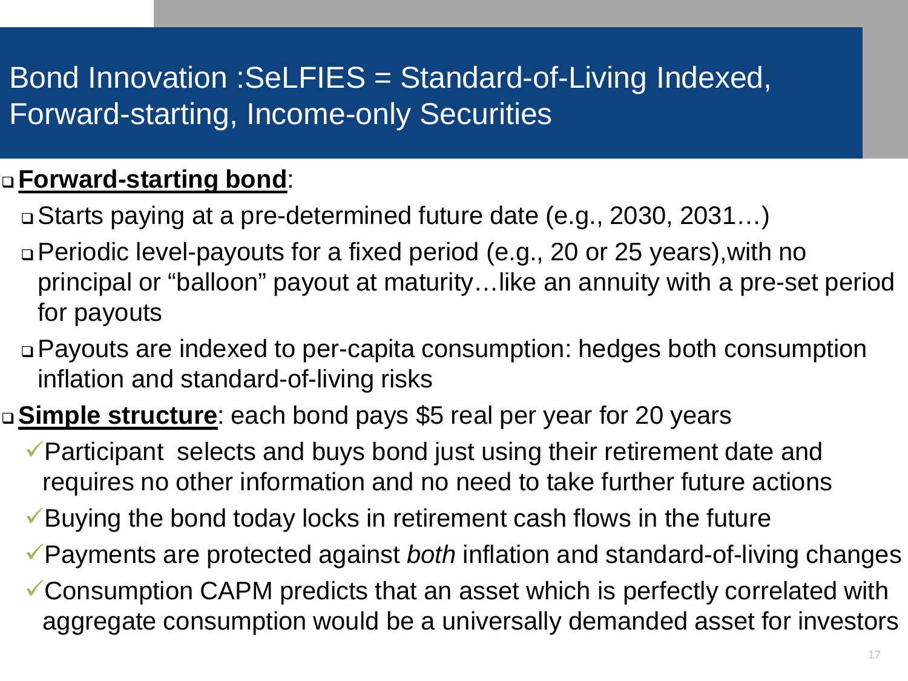# Bond Innovation :SeLFIES = Standard-of-Living Indexed, Forward-starting, Income-only Securities

- **Forward-starting bond**:
  - Starts paying at a pre-determined future date (e.g., 2030, 2031…)
  - Periodic level-payouts for a fixed period (e.g., 20 or 25 years),with no principal or “balloon” payout at maturity…like an annuity with a pre-set period for payouts
  - Payouts are indexed to per-capita consumption: hedges both consumption inflation and standard-of-living risks
- **Simple structure**: each bond pays $5 real per year for 20 years
  - ✓Participant selects and buys bond just using their retirement date and requires no other information and no need to take further future actions
  - ✓Buying the bond today locks in retirement cash flows in the future
  - ✓Payments are protected against *both* inflation and standard-of-living changes
  - ✓Consumption CAPM predicts that an asset which is perfectly correlated with aggregate consumption would be a universally demanded asset for investors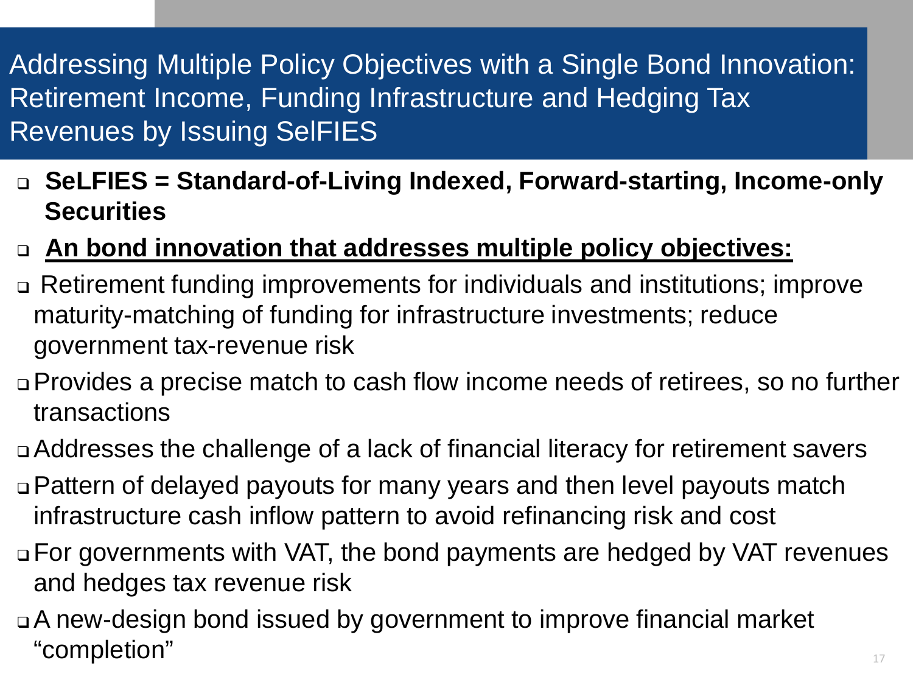# Addressing Multiple Policy Objectives with a Single Bond Innovation: Retirement Income, Funding Infrastructure and Hedging Tax Revenues by Issuing SelFIES

- **SeLFIES = Standard-of-Living Indexed, Forward-starting, Income-only Securities**
- **<u>An bond innovation that addresses multiple policy objectives:</u>**
- Retirement funding improvements for individuals and institutions; improve maturity-matching of funding for infrastructure investments; reduce government tax-revenue risk
- Provides a precise match to cash flow income needs of retirees, so no further transactions
- Addresses the challenge of a lack of financial literacy for retirement savers
- Pattern of delayed payouts for many years and then level payouts match infrastructure cash inflow pattern to avoid refinancing risk and cost
- For governments with VAT, the bond payments are hedged by VAT revenues and hedges tax revenue risk
- A new-design bond issued by government to improve financial market "completion"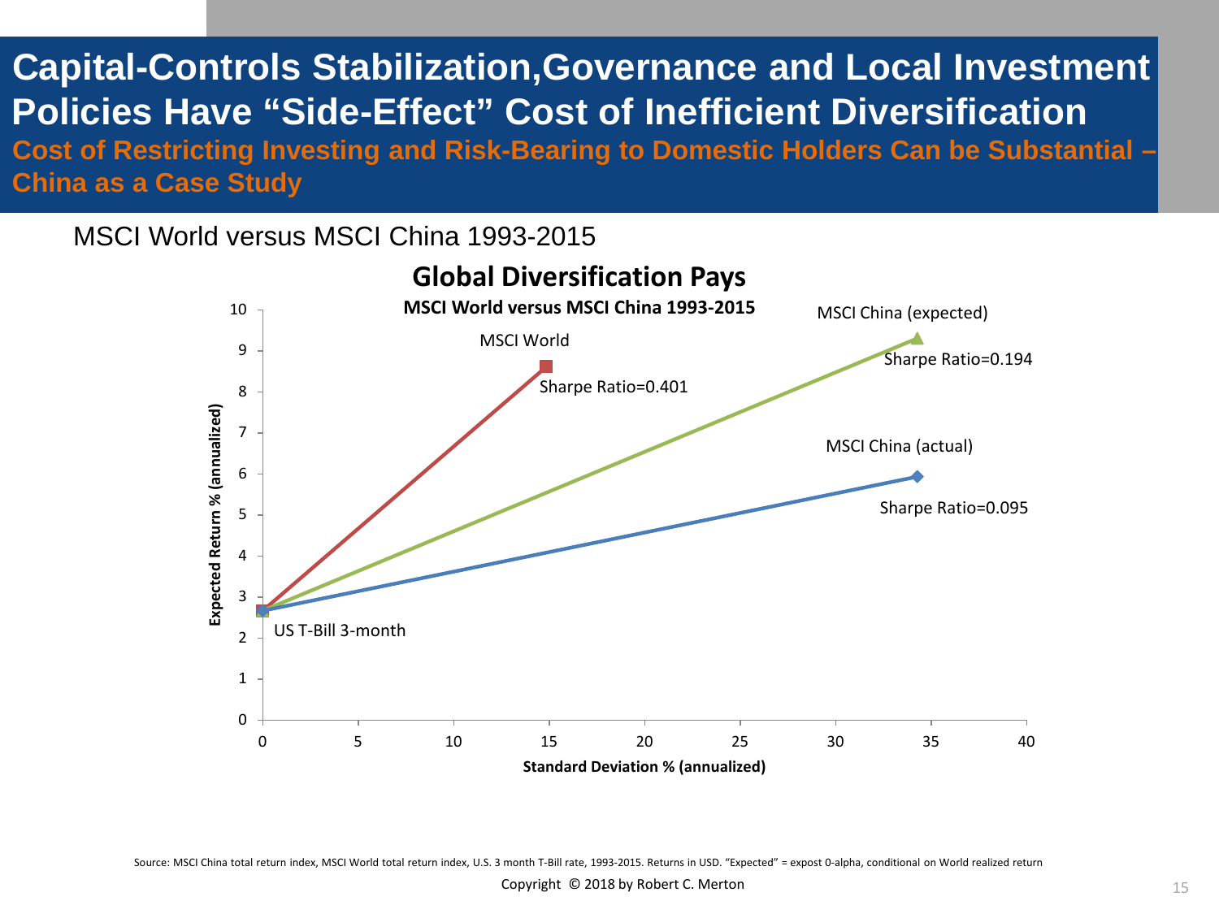# Capital-Controls Stabilization,Governance and Local Investment Policies Have "Side-Effect" Cost of Inefficient Diversification

## Cost of Restricting Investing and Risk-Bearing to Domestic Holders Can be Substantial – China as a Case Study

MSCI World versus MSCI China 1993-2015

**Global Diversification Pays**

**MSCI World versus MSCI China 1993-2015**

MSCI China (expected)

Sharpe Ratio=0.194

MSCI World

Sharpe Ratio=0.401

MSCI China (actual)

Sharpe Ratio=0.095

US T-Bill 3-month

Expected Return % (annualized)

Standard Deviation % (annualized)

0, 1, 2, 3, 4, 5, 6, 7, 8, 9, 10

0, 5, 10, 15, 20, 25, 30, 35, 40

Source: MSCI China total return index, MSCI World total return index, U.S. 3 month T-Bill rate, 1993-2015. Returns in USD. "Expected" = expost 0-alpha, conditional on World realized return

Copyright © 2018 by Robert C. Merton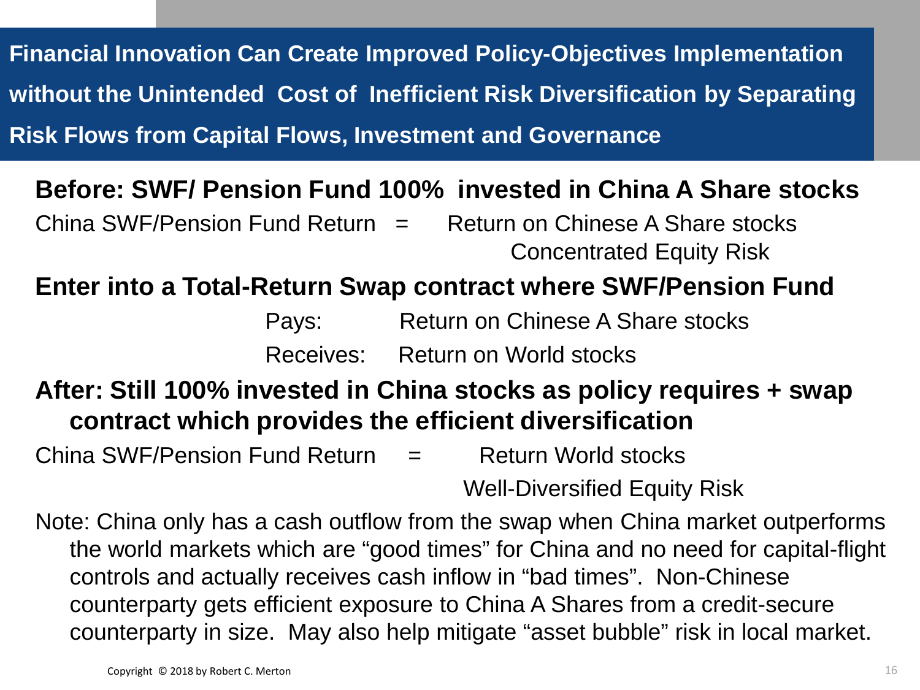# Financial Innovation Can Create Improved Policy-Objectives Implementation without the Unintended Cost of Inefficient Risk Diversification by Separating Risk Flows from Capital Flows, Investment and Governance

**Before: SWF/ Pension Fund 100% invested in China A Share stocks**

China SWF/Pension Fund Return = Return on Chinese A Share stocks

Concentrated Equity Risk

**Enter into a Total-Return Swap contract where SWF/Pension Fund**

Pays: Return on Chinese A Share stocks

Receives: Return on World stocks

**After: Still 100% invested in China stocks as policy requires + swap contract which provides the efficient diversification**

China SWF/Pension Fund Return = Return World stocks

Well-Diversified Equity Risk

Note: China only has a cash outflow from the swap when China market outperforms the world markets which are "good times" for China and no need for capital-flight controls and actually receives cash inflow in "bad times". Non-Chinese counterparty gets efficient exposure to China A Shares from a credit-secure counterparty in size. May also help mitigate "asset bubble" risk in local market.

Copyright © 2018 by Robert C. Merton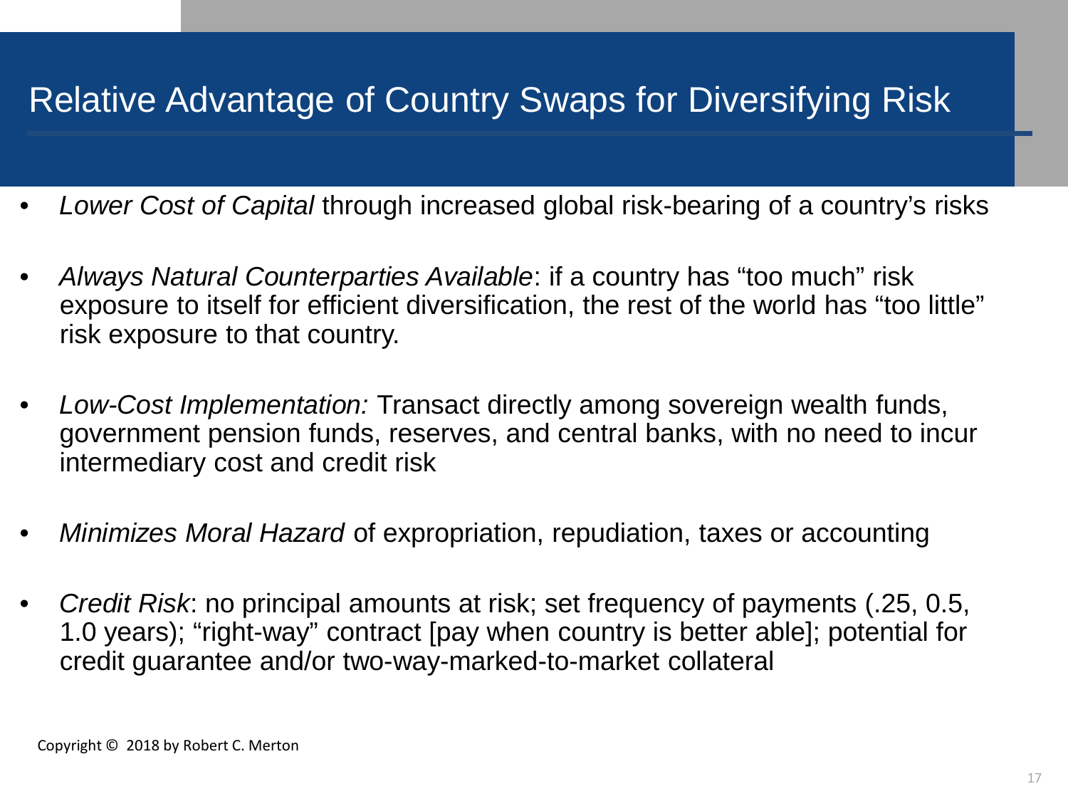# Relative Advantage of Country Swaps for Diversifying Risk

- *Lower Cost of Capital* through increased global risk-bearing of a country's risks
- *Always Natural Counterparties Available*: if a country has "too much" risk exposure to itself for efficient diversification, the rest of the world has "too little" risk exposure to that country.
- *Low-Cost Implementation:* Transact directly among sovereign wealth funds, government pension funds, reserves, and central banks, with no need to incur intermediary cost and credit risk
- *Minimizes Moral Hazard* of expropriation, repudiation, taxes or accounting
- *Credit Risk*: no principal amounts at risk; set frequency of payments (.25, 0.5, 1.0 years); "right-way" contract [pay when country is better able]; potential for credit guarantee and/or two-way-marked-to-market collateral

Copyright © 2018 by Robert C. Merton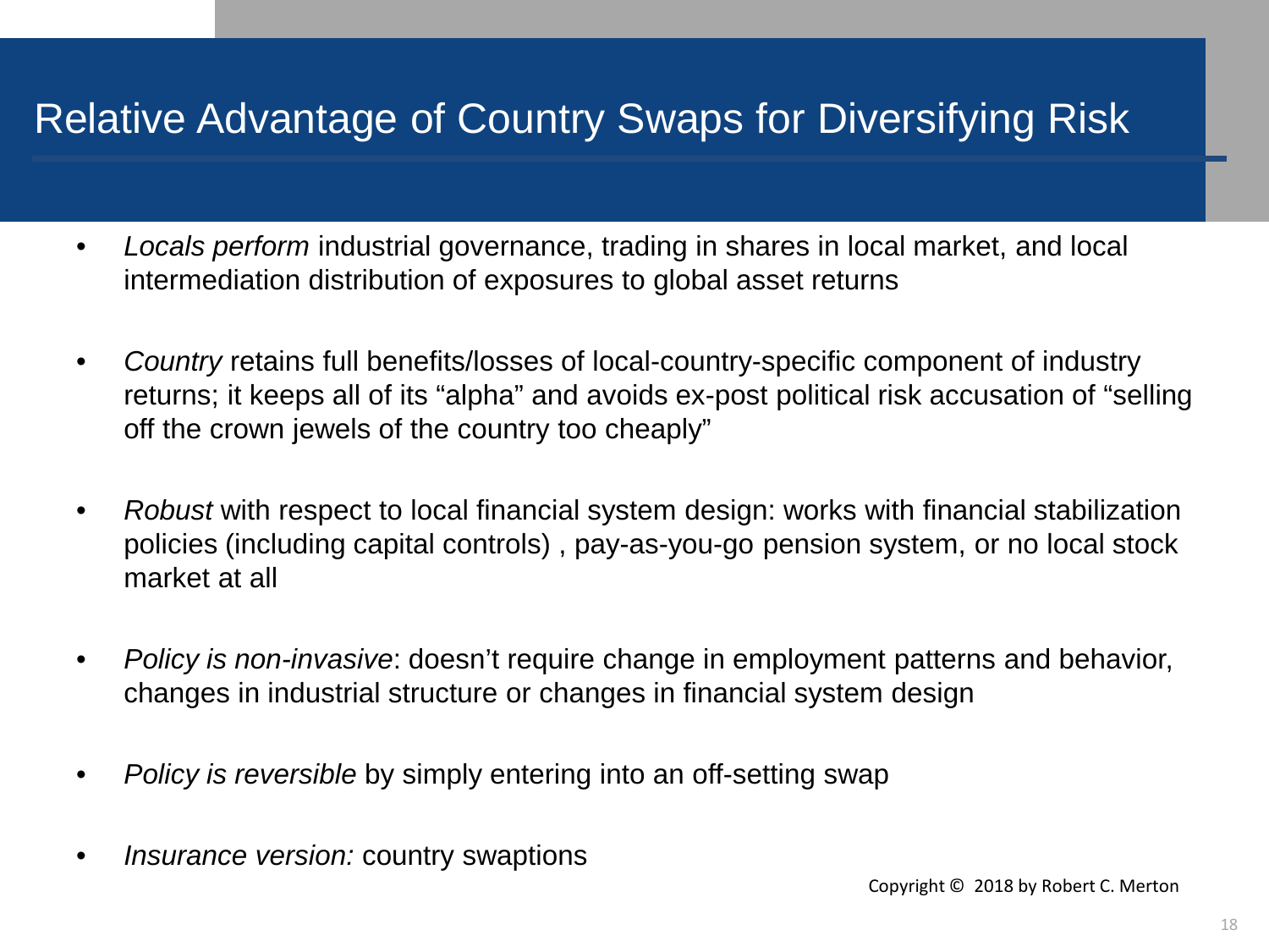# Relative Advantage of Country Swaps for Diversifying Risk

- *Locals perform* industrial governance, trading in shares in local market, and local intermediation distribution of exposures to global asset returns
- *Country* retains full benefits/losses of local-country-specific component of industry returns; it keeps all of its "alpha" and avoids ex-post political risk accusation of "selling off the crown jewels of the country too cheaply"
- *Robust* with respect to local financial system design: works with financial stabilization policies (including capital controls) , pay-as-you-go pension system, or no local stock market at all
- *Policy is non-invasive*: doesn't require change in employment patterns and behavior, changes in industrial structure or changes in financial system design
- *Policy is reversible* by simply entering into an off-setting swap
- *Insurance version:* country swaptions

Copyright © 2018 by Robert C. Merton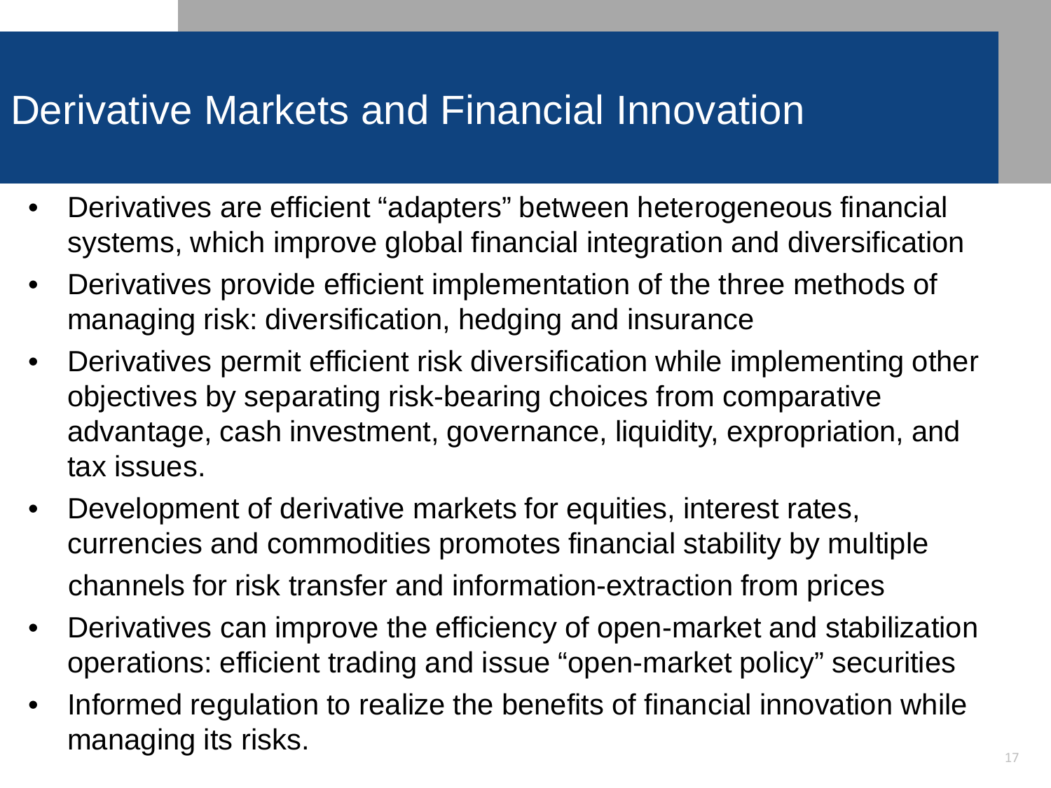# Derivative Markets and Financial Innovation

- Derivatives are efficient "adapters" between heterogeneous financial systems, which improve global financial integration and diversification
- Derivatives provide efficient implementation of the three methods of managing risk: diversification, hedging and insurance
- Derivatives permit efficient risk diversification while implementing other objectives by separating risk-bearing choices from comparative advantage, cash investment, governance, liquidity, expropriation, and tax issues.
- Development of derivative markets for equities, interest rates, currencies and commodities promotes financial stability by multiple channels for risk transfer and information-extraction from prices
- Derivatives can improve the efficiency of open-market and stabilization operations: efficient trading and issue "open-market policy" securities
- Informed regulation to realize the benefits of financial innovation while managing its risks.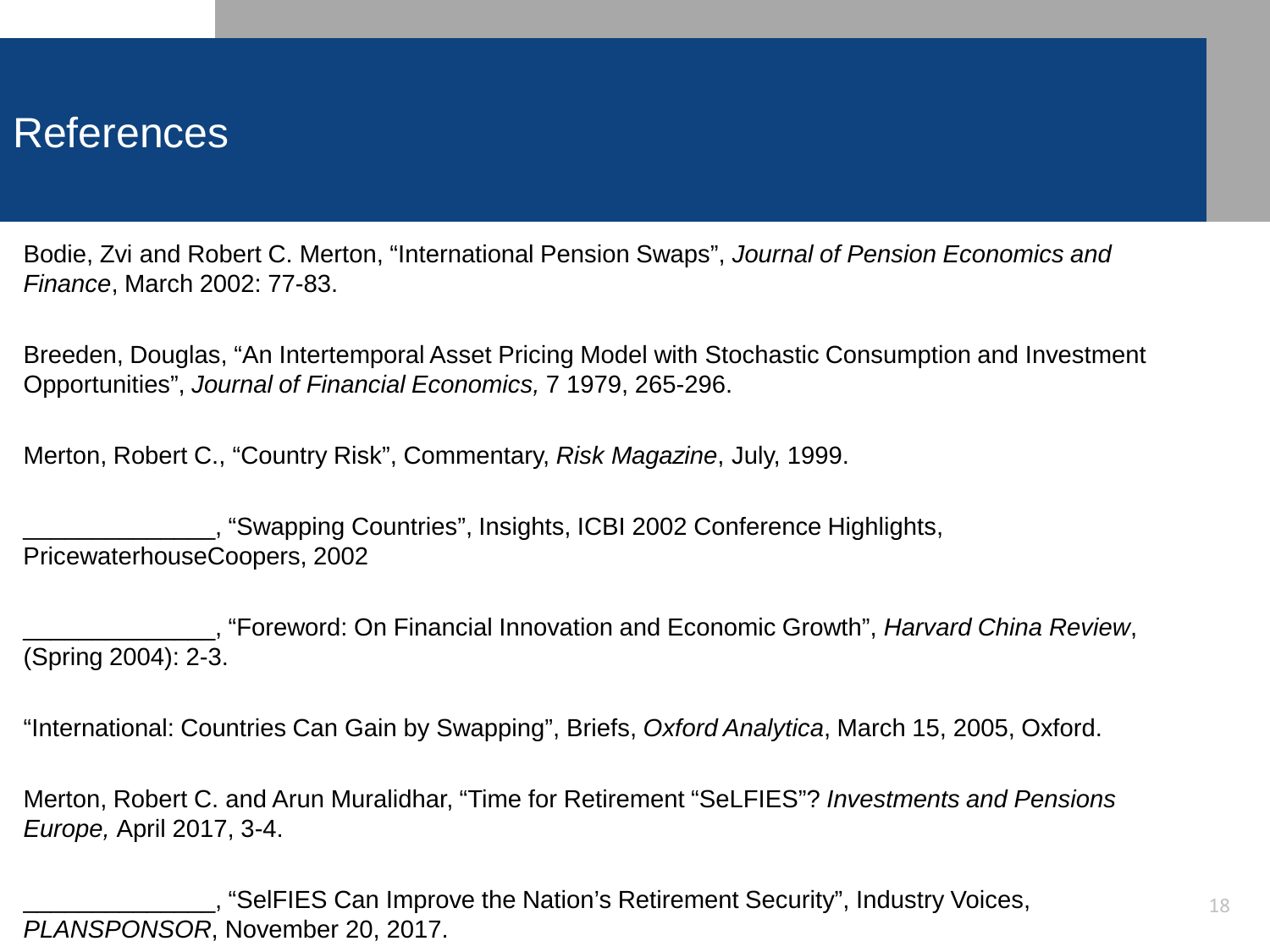# References

Bodie, Zvi and Robert C. Merton, "International Pension Swaps", *Journal of Pension Economics and Finance*, March 2002: 77-83.

Breeden, Douglas, "An Intertemporal Asset Pricing Model with Stochastic Consumption and Investment Opportunities", *Journal of Financial Economics,* 7 1979, 265-296.

Merton, Robert C., "Country Risk", Commentary, *Risk Magazine*, July, 1999.

______________, "Swapping Countries", Insights, ICBI 2002 Conference Highlights, PricewaterhouseCoopers, 2002

______________, "Foreword: On Financial Innovation and Economic Growth", *Harvard China Review*, (Spring 2004): 2-3.

"International: Countries Can Gain by Swapping", Briefs, *Oxford Analytica*, March 15, 2005, Oxford.

Merton, Robert C. and Arun Muralidhar, "Time for Retirement "SeLFIES"? *Investments and Pensions Europe,* April 2017, 3-4.

______________, "SelFIES Can Improve the Nation's Retirement Security", Industry Voices, *PLANSPONSOR*, November 20, 2017.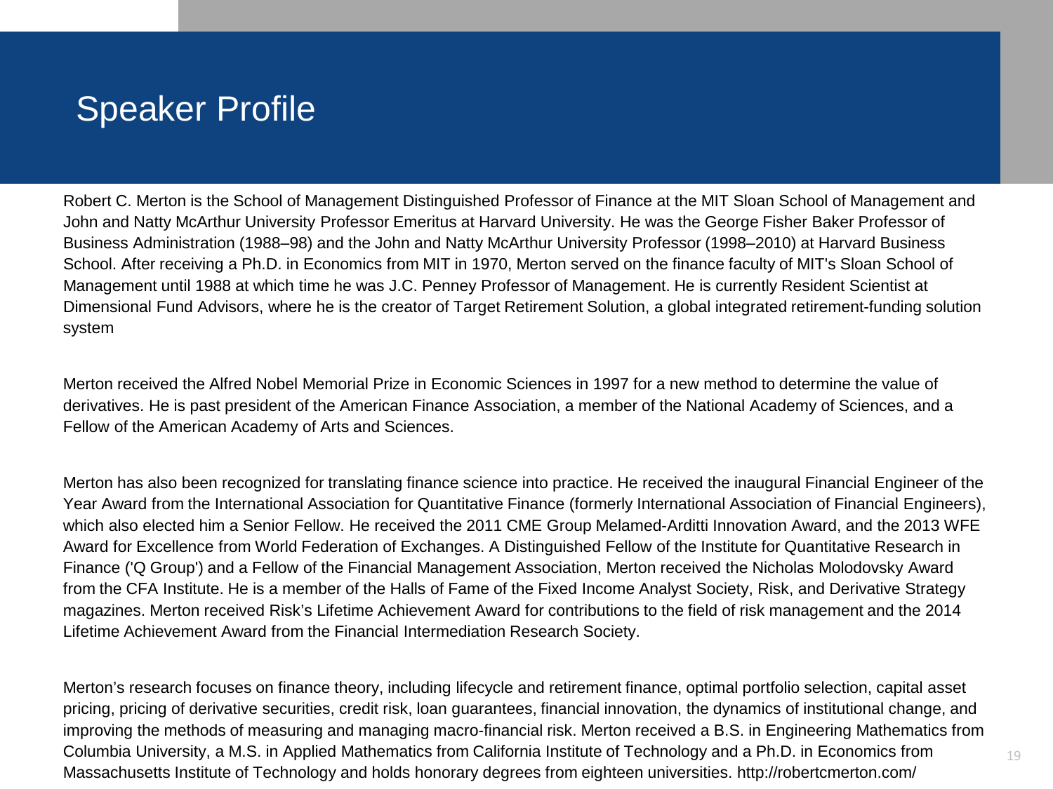# Speaker Profile

Robert C. Merton is the School of Management Distinguished Professor of Finance at the MIT Sloan School of Management and John and Natty McArthur University Professor Emeritus at Harvard University. He was the George Fisher Baker Professor of Business Administration (1988–98) and the John and Natty McArthur University Professor (1998–2010) at Harvard Business School. After receiving a Ph.D. in Economics from MIT in 1970, Merton served on the finance faculty of MIT's Sloan School of Management until 1988 at which time he was J.C. Penney Professor of Management. He is currently Resident Scientist at Dimensional Fund Advisors, where he is the creator of Target Retirement Solution, a global integrated retirement-funding solution system

Merton received the Alfred Nobel Memorial Prize in Economic Sciences in 1997 for a new method to determine the value of derivatives. He is past president of the American Finance Association, a member of the National Academy of Sciences, and a Fellow of the American Academy of Arts and Sciences.

Merton has also been recognized for translating finance science into practice. He received the inaugural Financial Engineer of the Year Award from the International Association for Quantitative Finance (formerly International Association of Financial Engineers), which also elected him a Senior Fellow. He received the 2011 CME Group Melamed-Arditti Innovation Award, and the 2013 WFE Award for Excellence from World Federation of Exchanges. A Distinguished Fellow of the Institute for Quantitative Research in Finance ('Q Group') and a Fellow of the Financial Management Association, Merton received the Nicholas Molodovsky Award from the CFA Institute. He is a member of the Halls of Fame of the Fixed Income Analyst Society, Risk, and Derivative Strategy magazines. Merton received Risk's Lifetime Achievement Award for contributions to the field of risk management and the 2014 Lifetime Achievement Award from the Financial Intermediation Research Society.

Merton's research focuses on finance theory, including lifecycle and retirement finance, optimal portfolio selection, capital asset pricing, pricing of derivative securities, credit risk, loan guarantees, financial innovation, the dynamics of institutional change, and improving the methods of measuring and managing macro-financial risk. Merton received a B.S. in Engineering Mathematics from Columbia University, a M.S. in Applied Mathematics from California Institute of Technology and a Ph.D. in Economics from Massachusetts Institute of Technology and holds honorary degrees from eighteen universities. http://robertcmerton.com/